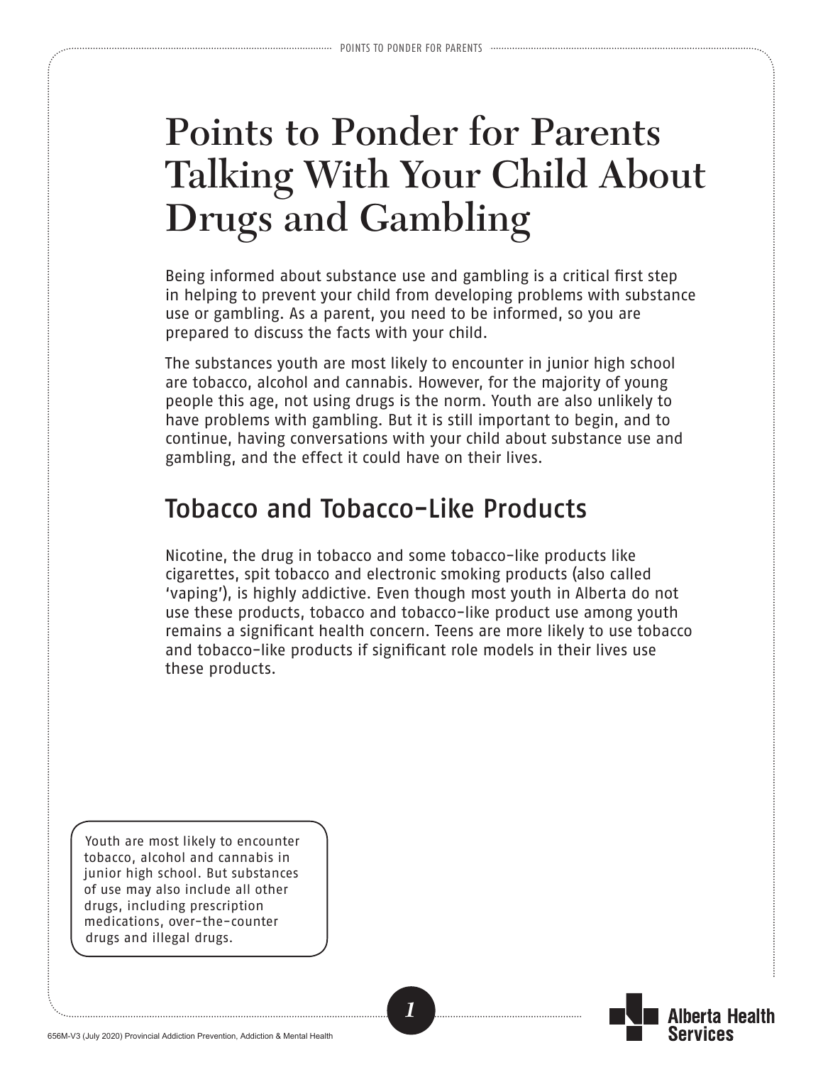# Points to Ponder for Parents Talking With Your Child About Drugs and Gambling

Being informed about substance use and gambling is a critical first step in helping to prevent your child from developing problems with substance use or gambling. As a parent, you need to be informed, so you are prepared to discuss the facts with your child.

The substances youth are most likely to encounter in junior high school are tobacco, alcohol and cannabis. However, for the majority of young people this age, not using drugs is the norm. Youth are also unlikely to have problems with gambling. But it is still important to begin, and to continue, having conversations with your child about substance use and gambling, and the effect it could have on their lives.

## Tobacco and Tobacco-Like Products

Nicotine, the drug in tobacco and some tobacco-like products like cigarettes, spit tobacco and electronic smoking products (also called 'vaping'), is highly addictive. Even though most youth in Alberta do not use these products, tobacco and tobacco-like product use among youth remains a significant health concern. Teens are more likely to use tobacco and tobacco-like products if significant role models in their lives use these products.

> Youth are most likely to encounter tobacco, alcohol and cannabis in junior high school. But substances of use may also include all other drugs, including prescription medications, over-the-counter drugs and illegal drugs.

656M-V3 (July 2020) Provincial Addiction Prevention, Addiction & Mental Health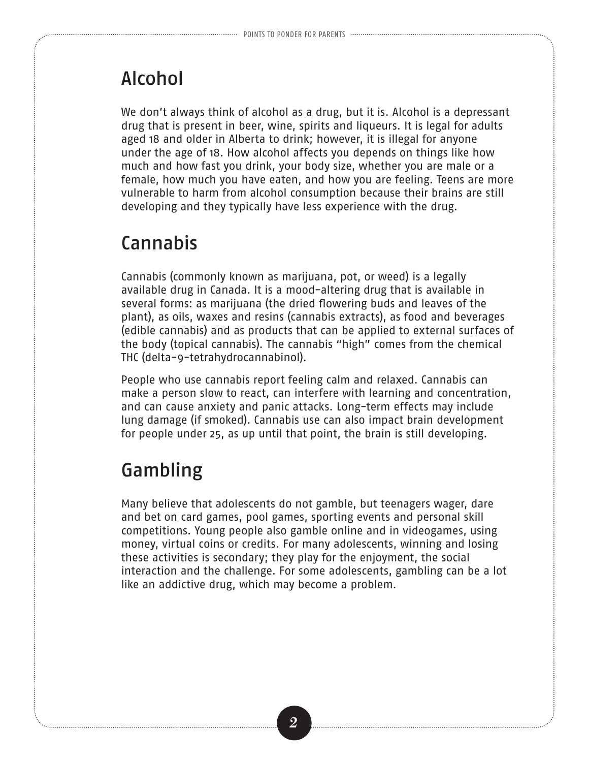## Alcohol

We don't always think of alcohol as a drug, but it is. Alcohol is a depressant drug that is present in beer, wine, spirits and liqueurs. It is legal for adults aged 18 and older in Alberta to drink; however, it is illegal for anyone under the age of 18. How alcohol affects you depends on things like how much and how fast you drink, your body size, whether you are male or a female, how much you have eaten, and how you are feeling. Teens are more vulnerable to harm from alcohol consumption because their brains are still developing and they typically have less experience with the drug.

## Cannabis

Cannabis (commonly known as marijuana, pot, or weed) is a legally available drug in Canada. It is a mood-altering drug that is available in several forms: as marijuana (the dried flowering buds and leaves of the plant), as oils, waxes and resins (cannabis extracts), as food and beverages (edible cannabis) and as products that can be applied to external surfaces of the body (topical cannabis). The cannabis "high" comes from the chemical THC (delta-9-tetrahydrocannabinol).

People who use cannabis report feeling calm and relaxed. Cannabis can make a person slow to react, can interfere with learning and concentration, and can cause anxiety and panic attacks. Long-term effects may include lung damage (if smoked). Cannabis use can also impact brain development for people under 25, as up until that point, the brain is still developing.

## Gambling

Many believe that adolescents do not gamble, but teenagers wager, dare and bet on card games, pool games, sporting events and personal skill competitions. Young people also gamble online and in videogames, using money, virtual coins or credits. For many adolescents, winning and losing these activities is secondary; they play for the enjoyment, the social interaction and the challenge. For some adolescents, gambling can be a lot like an addictive drug, which may become a problem.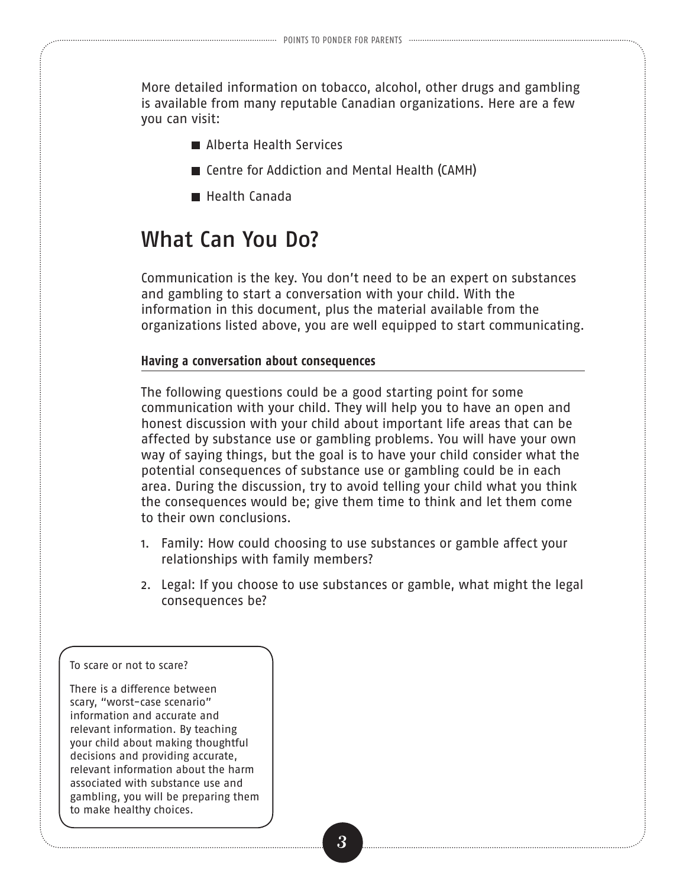More detailed information on tobacco, alcohol, other drugs and gambling is available from many reputable Canadian organizations. Here are a few you can visit:

- Alberta Health Services
- Centre for Addiction and Mental Health (CAMH)
- Health Canada

## What Can You Do?

Communication is the key. You don't need to be an expert on substances and gambling to start a conversation with your child. With the information in this document, plus the material available from the organizations listed above, you are well equipped to start communicating.

### Having a conversation about consequences

The following questions could be a good starting point for some communication with your child. They will help you to have an open and honest discussion with your child about important life areas that can be affected by substance use or gambling problems. You will have your own way of saying things, but the goal is to have your child consider what the potential consequences of substance use or gambling could be in each area. During the discussion, try to avoid telling your child what you think the consequences would be; give them time to think and let them come to their own conclusions.

1. Family: How could choosing to use substances or gamble affect your relationships with family members?
2. Legal: If you choose to use substances or gamble, what might the legal consequences be?

To scare or not to scare?

There is a difference between scary, "worst-case scenario" information and accurate and relevant information. By teaching your child about making thoughtful decisions and providing accurate, relevant information about the harm associated with substance use and gambling, you will be preparing them to make healthy choices.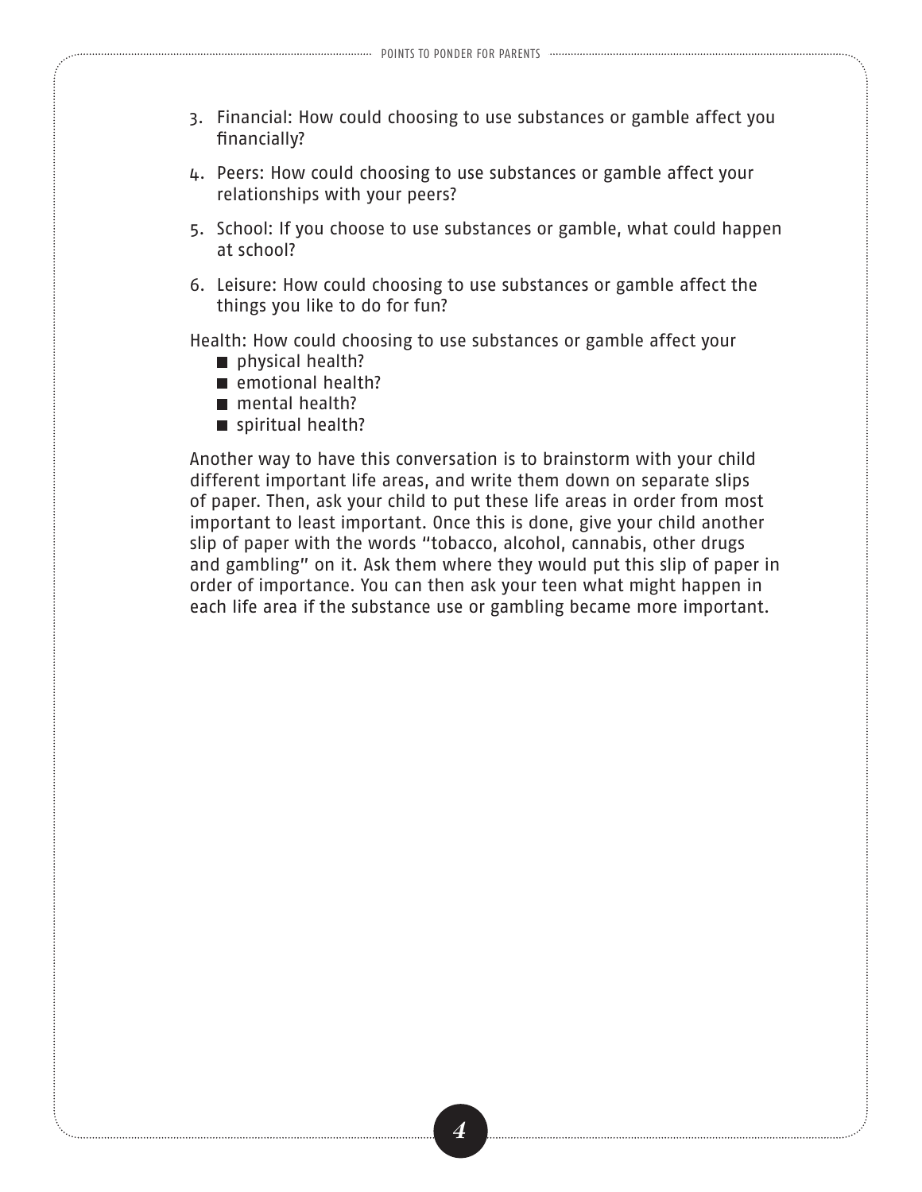3. Financial: How could choosing to use substances or gamble affect you financially?
4. Peers: How could choosing to use substances or gamble affect your relationships with your peers?
5. School: If you choose to use substances or gamble, what could happen at school?
6. Leisure: How could choosing to use substances or gamble affect the things you like to do for fun?

Health: How could choosing to use substances or gamble affect your

- physical health?
- emotional health?
- mental health?
- spiritual health?

Another way to have this conversation is to brainstorm with your child different important life areas, and write them down on separate slips of paper. Then, ask your child to put these life areas in order from most important to least important. Once this is done, give your child another slip of paper with the words "tobacco, alcohol, cannabis, other drugs and gambling" on it. Ask them where they would put this slip of paper in order of importance. You can then ask your teen what might happen in each life area if the substance use or gambling became more important.